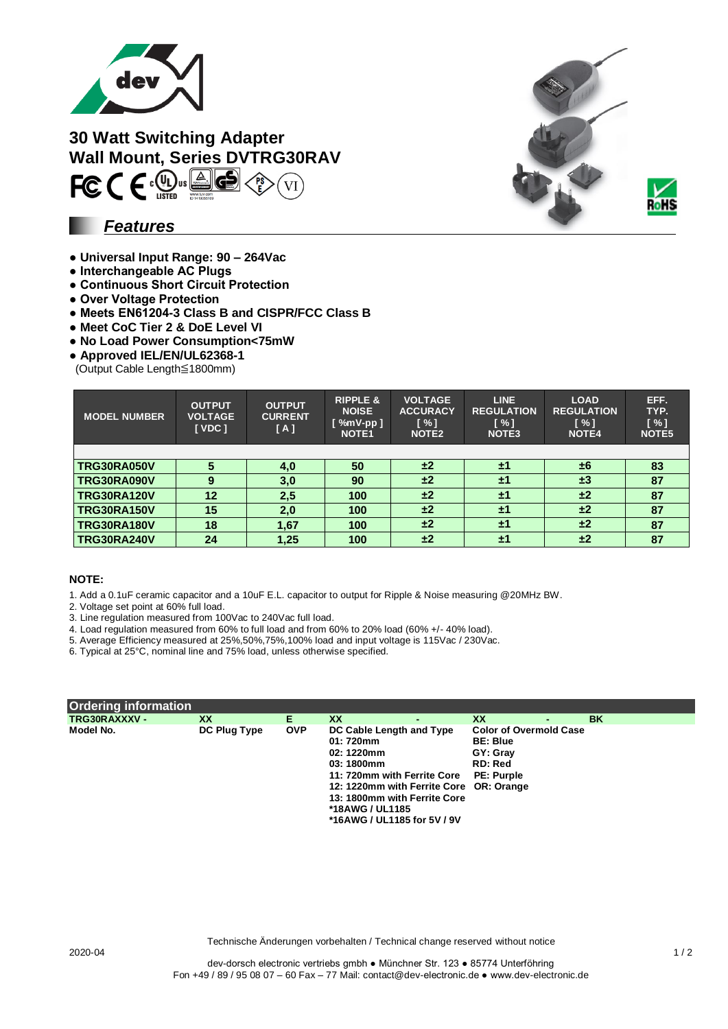# 30 Watt Switching Adapter
# Wall Mount, Series DVTRG30RAV

## *Features*

- Universal Input Range: 90 – 264Vac
- Interchangeable AC Plugs
- Continuous Short Circuit Protection
- Over Voltage Protection
- Meets EN61204-3 Class B and CISPR/FCC Class B
- Meet CoC Tier 2 & DoE Level VI
- No Load Power Consumption<75mW
- Approved IEL/EN/UL62368-1

(Output Cable Length≦1800mm)

| MODEL NUMBER | OUTPUT VOLTAGE [ VDC ] | OUTPUT CURRENT [ A ] | RIPPLE & NOISE [ %mV-pp ] NOTE1 | VOLTAGE ACCURACY [ % ] NOTE2 | LINE REGULATION [ % ] NOTE3 | LOAD REGULATION [ % ] NOTE4 | EFF. TYP. [ % ] NOTE5 |
|---|---|---|---|---|---|---|---|
| TRG30RA050V | 5 | 4,0 | 50 | ±2 | ±1 | ±6 | 83 |
| TRG30RA090V | 9 | 3,0 | 90 | ±2 | ±1 | ±3 | 87 |
| TRG30RA120V | 12 | 2,5 | 100 | ±2 | ±1 | ±2 | 87 |
| TRG30RA150V | 15 | 2,0 | 100 | ±2 | ±1 | ±2 | 87 |
| TRG30RA180V | 18 | 1,67 | 100 | ±2 | ±1 | ±2 | 87 |
| TRG30RA240V | 24 | 1,25 | 100 | ±2 | ±1 | ±2 | 87 |

**NOTE:**

1. Add a 0.1uF ceramic capacitor and a 10uF E.L. capacitor to output for Ripple & Noise measuring @20MHz BW.
2. Voltage set point at 60% full load.
3. Line regulation measured from 100Vac to 240Vac full load.
4. Load regulation measured from 60% to full load and from 60% to 20% load (60% +/- 40% load).
5. Average Efficiency measured at 25%,50%,75%,100% load and input voltage is 115Vac / 230Vac.
6. Typical at 25°C, nominal line and 75% load, unless otherwise specified.

## Ordering information

| TRG30RAXXXV - | XX | E | XX - | XX - BK |
|---|---|---|---|---|
| Model No. | DC Plug Type | OVP | DC Cable Length and Type<br>01: 720mm<br>02: 1220mm<br>03: 1800mm<br>11: 720mm with Ferrite Core<br>12: 1220mm with Ferrite Core<br>13: 1800mm with Ferrite Core<br>*18AWG / UL1185<br>*16AWG / UL1185 for 5V / 9V | Color of Overmold Case<br>BE: Blue<br>GY: Gray<br>RD: Red<br>PE: Purple<br>OR: Orange |

Technische Änderungen vorbehalten / Technical change reserved without notice

2020-04

dev-dorsch electronic vertriebs gmbh ● Münchner Str. 123 ● 85774 Unterföhring
Fon +49 / 89 / 95 08 07 – 60 Fax – 77 Mail: contact@dev-electronic.de ● www.dev-electronic.de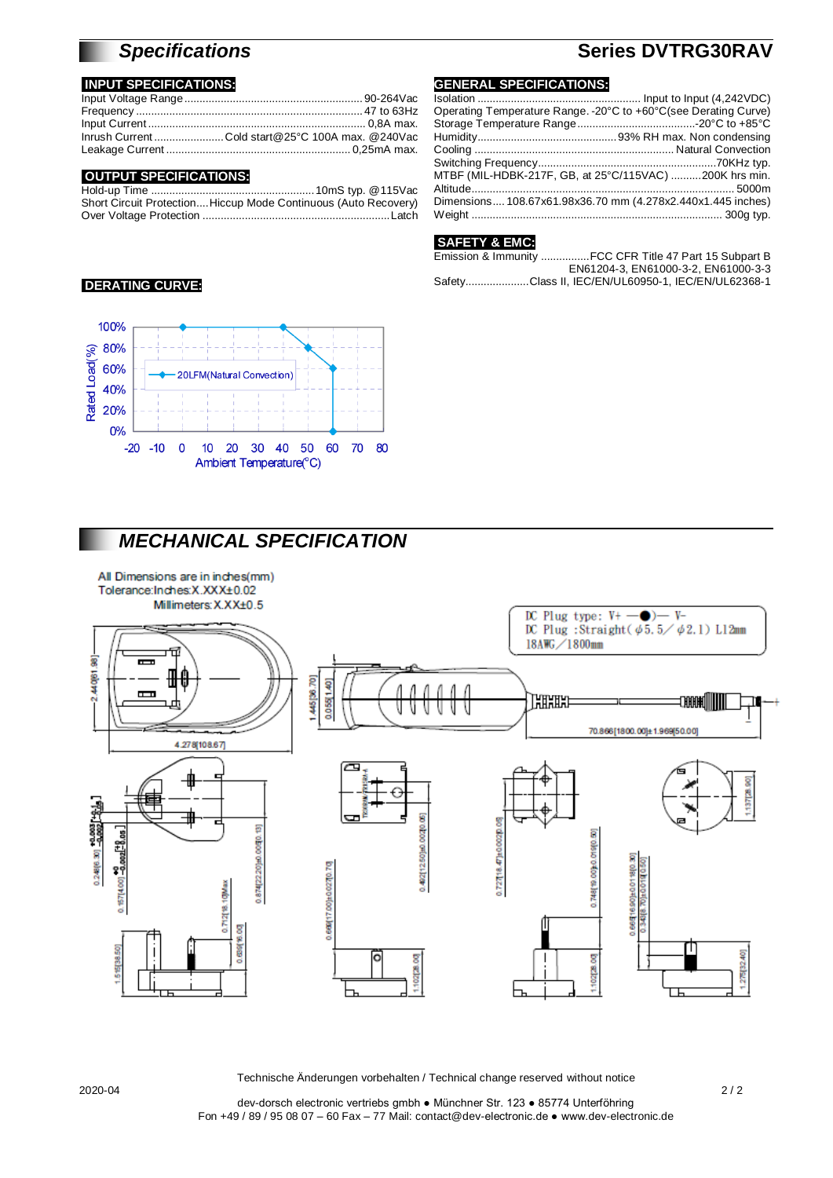## *Specifications*

## Series DVTRG30RAV

### INPUT SPECIFICATIONS:

Input Voltage Range ........................................................ 90-264Vac
Frequency ........................................................................ 47 to 63Hz
Input Current ........................................................................ 0,8A max.
Inrush Current ........................ Cold start@25°C 100A max. @240Vac
Leakage Current ..................................................................... 0,25mA max.

### OUTPUT SPECIFICATIONS:

Hold-up Time ..................................................... 10mS typ. @115Vac
Short Circuit Protection.... Hiccup Mode Continuous (Auto Recovery)
Over Voltage Protection .............................................................. Latch

### GENERAL SPECIFICATIONS:

Isolation ..................................................... Input to Input (4,242VDC)
Operating Temperature Range. -20°C to +60°C(see Derating Curve)
Storage Temperature Range ....................................... -20°C to +85°C
Humidity ............................................ 93% RH max. Non condensing
Cooling ................................................................. Natural Convection
Switching Frequency ........................................................... 70KHz typ.
MTBF (MIL-HDBK-217F, GB, at 25°C/115VAC) .......... 200K hrs min.
Altitude ......................................................................................... 5000m
Dimensions.... 108.67x61.98x36.70 mm (4.278x2.440x1.445 inches)
Weight ........................................................................................ 300g typ.

### SAFETY & EMC:

Emission & Immunity ................FCC CFR Title 47 Part 15 Subpart B
EN61204-3, EN61000-3-2, EN61000-3-3
Safety.....................Class II, IEC/EN/UL60950-1, IEC/EN/UL62368-1

### DERATING CURVE:

Rated Load(%)
100%
80%
60%
40%
20%
0%
20LFM(Natural Convection)
-20 -10 0 10 20 30 40 50 60 70 80
Ambient Temperature(°C)

## *MECHANICAL SPECIFICATION*

All Dimensions are in inches(mm)
Tolerance:Inches:X.XXX±0.02
Millimeters:X.XX±0.5

DC Plug type: V+ —●)— V-
DC Plug :Straight(φ5.5/φ2.1) L12mm
18AWG/1800mm

2.440[61.98]
4.278[108.67]
1.445[36.70]
0.055[1.40]
70.866[1800.00]±1.969[50.00]
0.248[6.30]
0.157[4.00]
0.874[22.20]±0.005[0.13]
0.712[18.10]Max
0.630[16.00]
1.515[38.50]
0.669[17.00]±0.027[0.70]
0.492[12.50]±0.002[0.05]
1.102[28.00]
0.727[18.47]±0.002[0.05]
0.748[19.00]±0.019[0.50]
1.102[28.00]
0.666[16.90]±0.011[0.30]
0.343[8.70]±0.019[0.50]
1.137[28.90]
1.275[32.40]

Technische Änderungen vorbehalten / Technical change reserved without notice

2020-04

dev-dorsch electronic vertriebs gmbh ● Münchner Str. 123 ● 85774 Unterföhring
Fon +49 / 89 / 95 08 07 – 60 Fax – 77 Mail: contact@dev-electronic.de ● www.dev-electronic.de